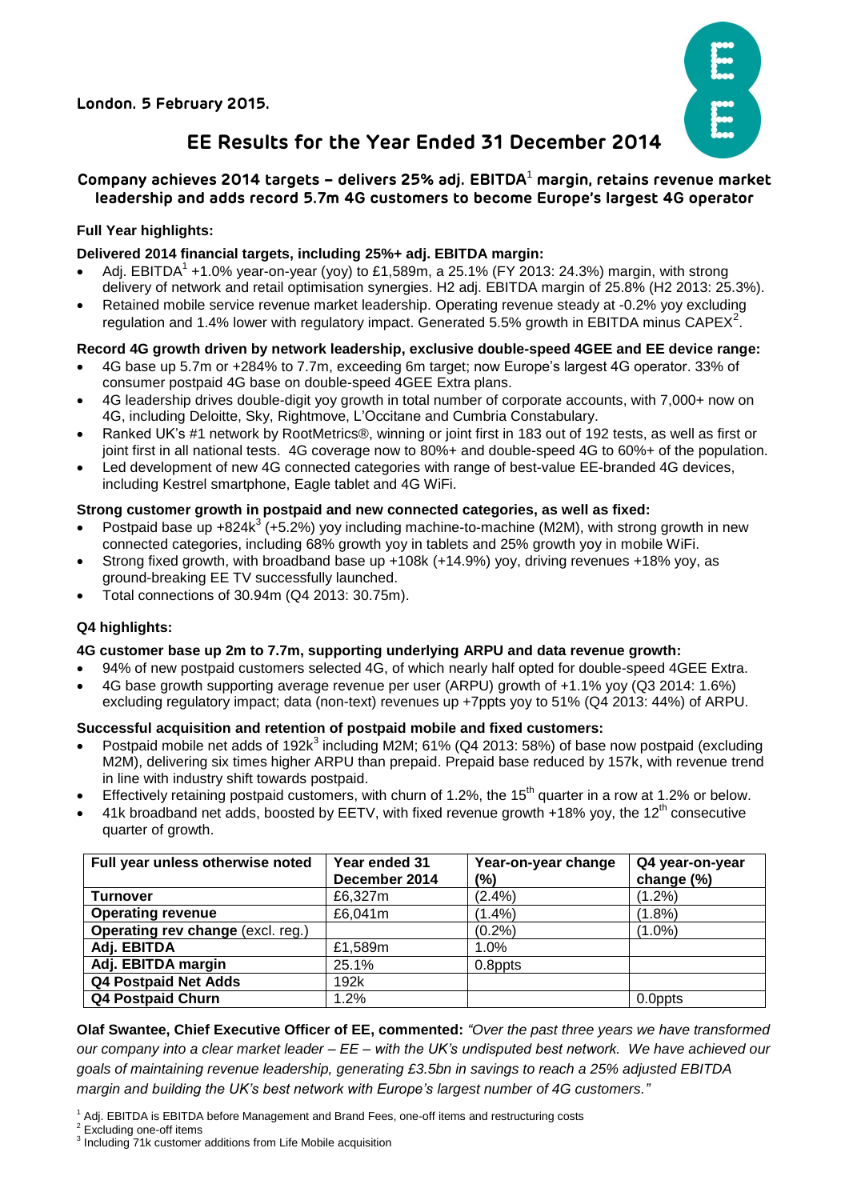London. 5 February 2015.

# EE Results for the Year Ended 31 December 2014

## Company achieves 2014 targets – delivers 25% adj. EBITDA[1] margin, retains revenue market leadership and adds record 5.7m 4G customers to become Europe's largest 4G operator

**Full Year highlights:**

**Delivered 2014 financial targets, including 25%+ adj. EBITDA margin:**

- Adj. EBITDA[1] +1.0% year-on-year (yoy) to £1,589m, a 25.1% (FY 2013: 24.3%) margin, with strong delivery of network and retail optimisation synergies. H2 adj. EBITDA margin of 25.8% (H2 2013: 25.3%).
- Retained mobile service revenue market leadership. Operating revenue steady at -0.2% yoy excluding regulation and 1.4% lower with regulatory impact. Generated 5.5% growth in EBITDA minus CAPEX[2].

**Record 4G growth driven by network leadership, exclusive double-speed 4GEE and EE device range:**

- 4G base up 5.7m or +284% to 7.7m, exceeding 6m target; now Europe's largest 4G operator. 33% of consumer postpaid 4G base on double-speed 4GEE Extra plans.
- 4G leadership drives double-digit yoy growth in total number of corporate accounts, with 7,000+ now on 4G, including Deloitte, Sky, Rightmove, L'Occitane and Cumbria Constabulary.
- Ranked UK's #1 network by RootMetrics®, winning or joint first in 183 out of 192 tests, as well as first or joint first in all national tests. 4G coverage now to 80%+ and double-speed 4G to 60%+ of the population.
- Led development of new 4G connected categories with range of best-value EE-branded 4G devices, including Kestrel smartphone, Eagle tablet and 4G WiFi.

**Strong customer growth in postpaid and new connected categories, as well as fixed:**

- Postpaid base up +824k[3] (+5.2%) yoy including machine-to-machine (M2M), with strong growth in new connected categories, including 68% growth yoy in tablets and 25% growth yoy in mobile WiFi.
- Strong fixed growth, with broadband base up +108k (+14.9%) yoy, driving revenues +18% yoy, as ground-breaking EE TV successfully launched.
- Total connections of 30.94m (Q4 2013: 30.75m).

**Q4 highlights:**

**4G customer base up 2m to 7.7m, supporting underlying ARPU and data revenue growth:**

- 94% of new postpaid customers selected 4G, of which nearly half opted for double-speed 4GEE Extra.
- 4G base growth supporting average revenue per user (ARPU) growth of +1.1% yoy (Q3 2014: 1.6%) excluding regulatory impact; data (non-text) revenues up +7ppts yoy to 51% (Q4 2013: 44%) of ARPU.

**Successful acquisition and retention of postpaid mobile and fixed customers:**

- Postpaid mobile net adds of 192k[3] including M2M; 61% (Q4 2013: 58%) of base now postpaid (excluding M2M), delivering six times higher ARPU than prepaid. Prepaid base reduced by 157k, with revenue trend in line with industry shift towards postpaid.
- Effectively retaining postpaid customers, with churn of 1.2%, the 15th quarter in a row at 1.2% or below.
- 41k broadband net adds, boosted by EETV, with fixed revenue growth +18% yoy, the 12th consecutive quarter of growth.

| Full year unless otherwise noted | Year ended 31 December 2014 | Year-on-year change (%) | Q4 year-on-year change (%) |
|---|---|---|---|
| **Turnover** | £6,327m | (2.4%) | (1.2%) |
| **Operating revenue** | £6,041m | (1.4%) | (1.8%) |
| **Operating rev change** (excl. reg.) | | (0.2%) | (1.0%) |
| **Adj. EBITDA** | £1,589m | 1.0% | |
| **Adj. EBITDA margin** | 25.1% | 0.8ppts | |
| **Q4 Postpaid Net Adds** | 192k | | |
| **Q4 Postpaid Churn** | 1.2% | | 0.0ppts |

**Olaf Swantee, Chief Executive Officer of EE, commented:** *"Over the past three years we have transformed our company into a clear market leader – EE – with the UK's undisputed best network. We have achieved our goals of maintaining revenue leadership, generating £3.5bn in savings to reach a 25% adjusted EBITDA margin and building the UK's best network with Europe's largest number of 4G customers."*

[1] Adj. EBITDA is EBITDA before Management and Brand Fees, one-off items and restructuring costs
[2] Excluding one-off items
[3] Including 71k customer additions from Life Mobile acquisition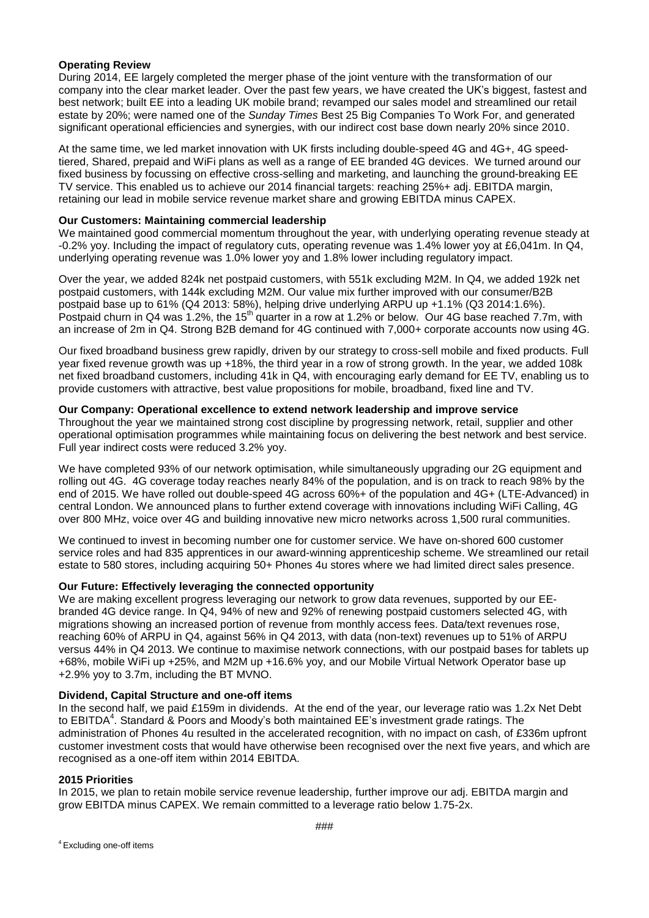**Operating Review**

During 2014, EE largely completed the merger phase of the joint venture with the transformation of our company into the clear market leader. Over the past few years, we have created the UK's biggest, fastest and best network; built EE into a leading UK mobile brand; revamped our sales model and streamlined our retail estate by 20%; were named one of the *Sunday Times* Best 25 Big Companies To Work For, and generated significant operational efficiencies and synergies, with our indirect cost base down nearly 20% since 2010.

At the same time, we led market innovation with UK firsts including double-speed 4G and 4G+, 4G speed-tiered, Shared, prepaid and WiFi plans as well as a range of EE branded 4G devices. We turned around our fixed business by focussing on effective cross-selling and marketing, and launching the ground-breaking EE TV service. This enabled us to achieve our 2014 financial targets: reaching 25%+ adj. EBITDA margin, retaining our lead in mobile service revenue market share and growing EBITDA minus CAPEX.

**Our Customers: Maintaining commercial leadership**

We maintained good commercial momentum throughout the year, with underlying operating revenue steady at -0.2% yoy. Including the impact of regulatory cuts, operating revenue was 1.4% lower yoy at £6,041m. In Q4, underlying operating revenue was 1.0% lower yoy and 1.8% lower including regulatory impact.

Over the year, we added 824k net postpaid customers, with 551k excluding M2M. In Q4, we added 192k net postpaid customers, with 144k excluding M2M. Our value mix further improved with our consumer/B2B postpaid base up to 61% (Q4 2013: 58%), helping drive underlying ARPU up +1.1% (Q3 2014:1.6%). Postpaid churn in Q4 was 1.2%, the 15th quarter in a row at 1.2% or below. Our 4G base reached 7.7m, with an increase of 2m in Q4. Strong B2B demand for 4G continued with 7,000+ corporate accounts now using 4G.

Our fixed broadband business grew rapidly, driven by our strategy to cross-sell mobile and fixed products. Full year fixed revenue growth was up +18%, the third year in a row of strong growth. In the year, we added 108k net fixed broadband customers, including 41k in Q4, with encouraging early demand for EE TV, enabling us to provide customers with attractive, best value propositions for mobile, broadband, fixed line and TV.

**Our Company: Operational excellence to extend network leadership and improve service**

Throughout the year we maintained strong cost discipline by progressing network, retail, supplier and other operational optimisation programmes while maintaining focus on delivering the best network and best service. Full year indirect costs were reduced 3.2% yoy.

We have completed 93% of our network optimisation, while simultaneously upgrading our 2G equipment and rolling out 4G. 4G coverage today reaches nearly 84% of the population, and is on track to reach 98% by the end of 2015. We have rolled out double-speed 4G across 60%+ of the population and 4G+ (LTE-Advanced) in central London. We announced plans to further extend coverage with innovations including WiFi Calling, 4G over 800 MHz, voice over 4G and building innovative new micro networks across 1,500 rural communities.

We continued to invest in becoming number one for customer service. We have on-shored 600 customer service roles and had 835 apprentices in our award-winning apprenticeship scheme. We streamlined our retail estate to 580 stores, including acquiring 50+ Phones 4u stores where we had limited direct sales presence.

**Our Future: Effectively leveraging the connected opportunity**

We are making excellent progress leveraging our network to grow data revenues, supported by our EE-branded 4G device range. In Q4, 94% of new and 92% of renewing postpaid customers selected 4G, with migrations showing an increased portion of revenue from monthly access fees. Data/text revenues rose, reaching 60% of ARPU in Q4, against 56% in Q4 2013, with data (non-text) revenues up to 51% of ARPU versus 44% in Q4 2013. We continue to maximise network connections, with our postpaid bases for tablets up +68%, mobile WiFi up +25%, and M2M up +16.6% yoy, and our Mobile Virtual Network Operator base up +2.9% yoy to 3.7m, including the BT MVNO.

**Dividend, Capital Structure and one-off items**

In the second half, we paid £159m in dividends. At the end of the year, our leverage ratio was 1.2x Net Debt to EBITDA[4]. Standard & Poors and Moody's both maintained EE's investment grade ratings. The administration of Phones 4u resulted in the accelerated recognition, with no impact on cash, of £336m upfront customer investment costs that would have otherwise been recognised over the next five years, and which are recognised as a one-off item within 2014 EBITDA.

**2015 Priorities**

In 2015, we plan to retain mobile service revenue leadership, further improve our adj. EBITDA margin and grow EBITDA minus CAPEX. We remain committed to a leverage ratio below 1.75-2x.

###

[4] Excluding one-off items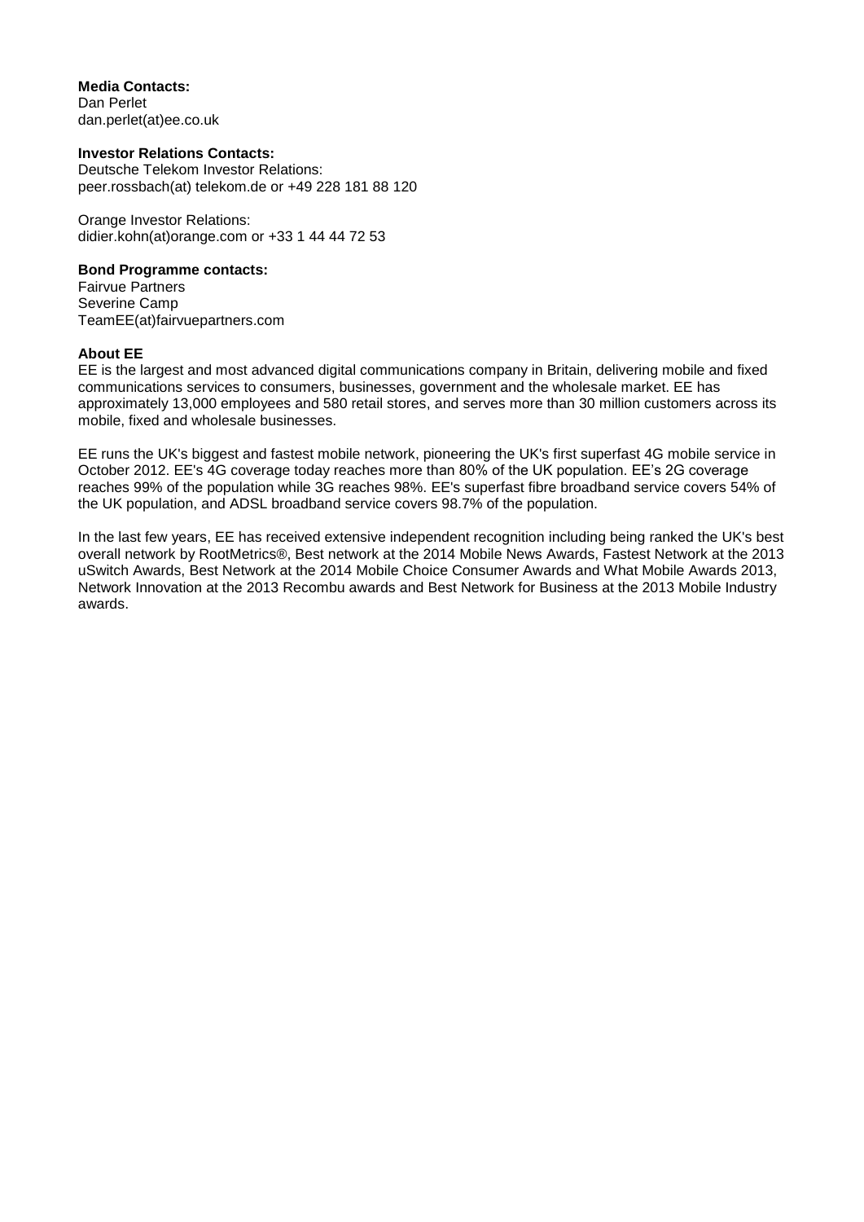**Media Contacts:**
Dan Perlet
dan.perlet(at)ee.co.uk

**Investor Relations Contacts:**
Deutsche Telekom Investor Relations:
peer.rossbach(at) telekom.de or +49 228 181 88 120

Orange Investor Relations:
didier.kohn(at)orange.com or +33 1 44 44 72 53

**Bond Programme contacts:**
Fairvue Partners
Severine Camp
TeamEE(at)fairvuepartners.com

**About EE**

EE is the largest and most advanced digital communications company in Britain, delivering mobile and fixed communications services to consumers, businesses, government and the wholesale market. EE has approximately 13,000 employees and 580 retail stores, and serves more than 30 million customers across its mobile, fixed and wholesale businesses.

EE runs the UK's biggest and fastest mobile network, pioneering the UK's first superfast 4G mobile service in October 2012. EE's 4G coverage today reaches more than 80% of the UK population. EE's 2G coverage reaches 99% of the population while 3G reaches 98%. EE's superfast fibre broadband service covers 54% of the UK population, and ADSL broadband service covers 98.7% of the population.

In the last few years, EE has received extensive independent recognition including being ranked the UK's best overall network by RootMetrics®, Best network at the 2014 Mobile News Awards, Fastest Network at the 2013 uSwitch Awards, Best Network at the 2014 Mobile Choice Consumer Awards and What Mobile Awards 2013, Network Innovation at the 2013 Recombu awards and Best Network for Business at the 2013 Mobile Industry awards.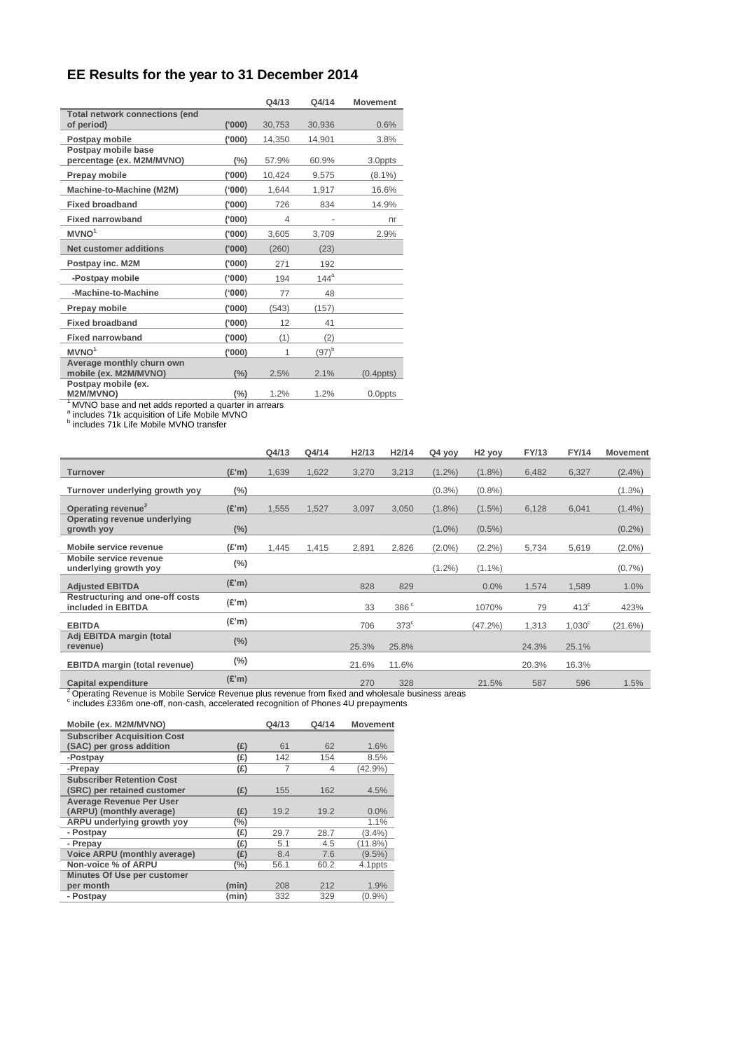# EE Results for the year to 31 December 2014

| | | Q4/13 | Q4/14 | Movement |
|---|---|---|---|---|
| **Total network connections (end of period)** | **('000)** | 30,753 | 30,936 | 0.6% |
| **Postpay mobile** | **('000)** | 14,350 | 14,901 | 3.8% |
| **Postpay mobile base percentage (ex. M2M/MVNO)** | **(%)** | 57.9% | 60.9% | 3.0ppts |
| **Prepay mobile** | **('000)** | 10,424 | 9,575 | (8.1%) |
| **Machine-to-Machine (M2M)** | **('000)** | 1,644 | 1,917 | 16.6% |
| **Fixed broadband** | **('000)** | 726 | 834 | 14.9% |
| **Fixed narrowband** | **('000)** | 4 | - | nr |
| **MVNO[1]** | **('000)** | 3,605 | 3,709 | 2.9% |
| **Net customer additions** | **('000)** | (260) | (23) | |
| **Postpay inc. M2M** | **('000)** | 271 | 192 | |
| **-Postpay mobile** | **('000)** | 194 | 144[a] | |
| **-Machine-to-Machine** | **('000)** | 77 | 48 | |
| **Prepay mobile** | **('000)** | (543) | (157) | |
| **Fixed broadband** | **('000)** | 12 | 41 | |
| **Fixed narrowband** | **('000)** | (1) | (2) | |
| **MVNO[1]** | **('000)** | 1 | (97)[b] | |
| **Average monthly churn own mobile (ex. M2M/MVNO)** | **(%)** | 2.5% | 2.1% | (0.4ppts) |
| **Postpay mobile (ex. M2M/MVNO)** | **(%)** | 1.2% | 1.2% | 0.0ppts |

[1] MVNO base and net adds reported a quarter in arrears
[a] includes 71k acquisition of Life Mobile MVNO
[b] includes 71k Life Mobile MVNO transfer

| | | Q4/13 | Q4/14 | H2/13 | H2/14 | Q4 yoy | H2 yoy | FY/13 | FY/14 | Movement |
|---|---|---|---|---|---|---|---|---|---|---|
| **Turnover** | **(£'m)** | 1,639 | 1,622 | 3,270 | 3,213 | (1.2%) | (1.8%) | 6,482 | 6,327 | (2.4%) |
| **Turnover underlying growth yoy** | **(%)** | | | | | (0.3%) | (0.8%) | | | (1.3%) |
| **Operating revenue[2]** | **(£'m)** | 1,555 | 1,527 | 3,097 | 3,050 | (1.8%) | (1.5%) | 6,128 | 6,041 | (1.4%) |
| **Operating revenue underlying growth yoy** | **(%)** | | | | | (1.0%) | (0.5%) | | | (0.2%) |
| **Mobile service revenue** | **(£'m)** | 1,445 | 1,415 | 2,891 | 2,826 | (2.0%) | (2.2%) | 5,734 | 5,619 | (2.0%) |
| **Mobile service revenue underlying growth yoy** | **(%)** | | | | | (1.2%) | (1.1%) | | | (0.7%) |
| **Adjusted EBITDA** | **(£'m)** | | | 828 | 829 | | 0.0% | 1,574 | 1,589 | 1.0% |
| **Restructuring and one-off costs included in EBITDA** | **(£'m)** | | | 33 | 386[c] | | 1070% | 79 | 413[c] | 423% |
| **EBITDA** | **(£'m)** | | | 706 | 373[c] | | (47.2%) | 1,313 | 1,030[c] | (21.6%) |
| **Adj EBITDA margin (total revenue)** | **(%)** | | | 25.3% | 25.8% | | | 24.3% | 25.1% | |
| **EBITDA margin (total revenue)** | **(%)** | | | 21.6% | 11.6% | | | 20.3% | 16.3% | |
| **Capital expenditure** | **(£'m)** | | | 270 | 328 | | 21.5% | 587 | 596 | 1.5% |

[2] Operating Revenue is Mobile Service Revenue plus revenue from fixed and wholesale business areas
[c] includes £336m one-off, non-cash, accelerated recognition of Phones 4U prepayments

| Mobile (ex. M2M/MVNO) | | Q4/13 | Q4/14 | Movement |
|---|---|---|---|---|
| **Subscriber Acquisition Cost (SAC) per gross addition** | **(£)** | 61 | 62 | 1.6% |
| **-Postpay** | **(£)** | 142 | 154 | 8.5% |
| **-Prepay** | **(£)** | 7 | 4 | (42.9%) |
| **Subscriber Retention Cost (SRC) per retained customer** | **(£)** | 155 | 162 | 4.5% |
| **Average Revenue Per User (ARPU) (monthly average)** | **(£)** | 19.2 | 19.2 | 0.0% |
| **ARPU underlying growth yoy** | **(%)** | | | 1.1% |
| **- Postpay** | **(£)** | 29.7 | 28.7 | (3.4%) |
| **- Prepay** | **(£)** | 5.1 | 4.5 | (11.8%) |
| **Voice ARPU (monthly average)** | **(£)** | 8.4 | 7.6 | (9.5%) |
| **Non-voice % of ARPU** | **(%)** | 56.1 | 60.2 | 4.1ppts |
| **Minutes Of Use per customer per month** | **(min)** | 208 | 212 | 1.9% |
| **- Postpay** | **(min)** | 332 | 329 | (0.9%) |